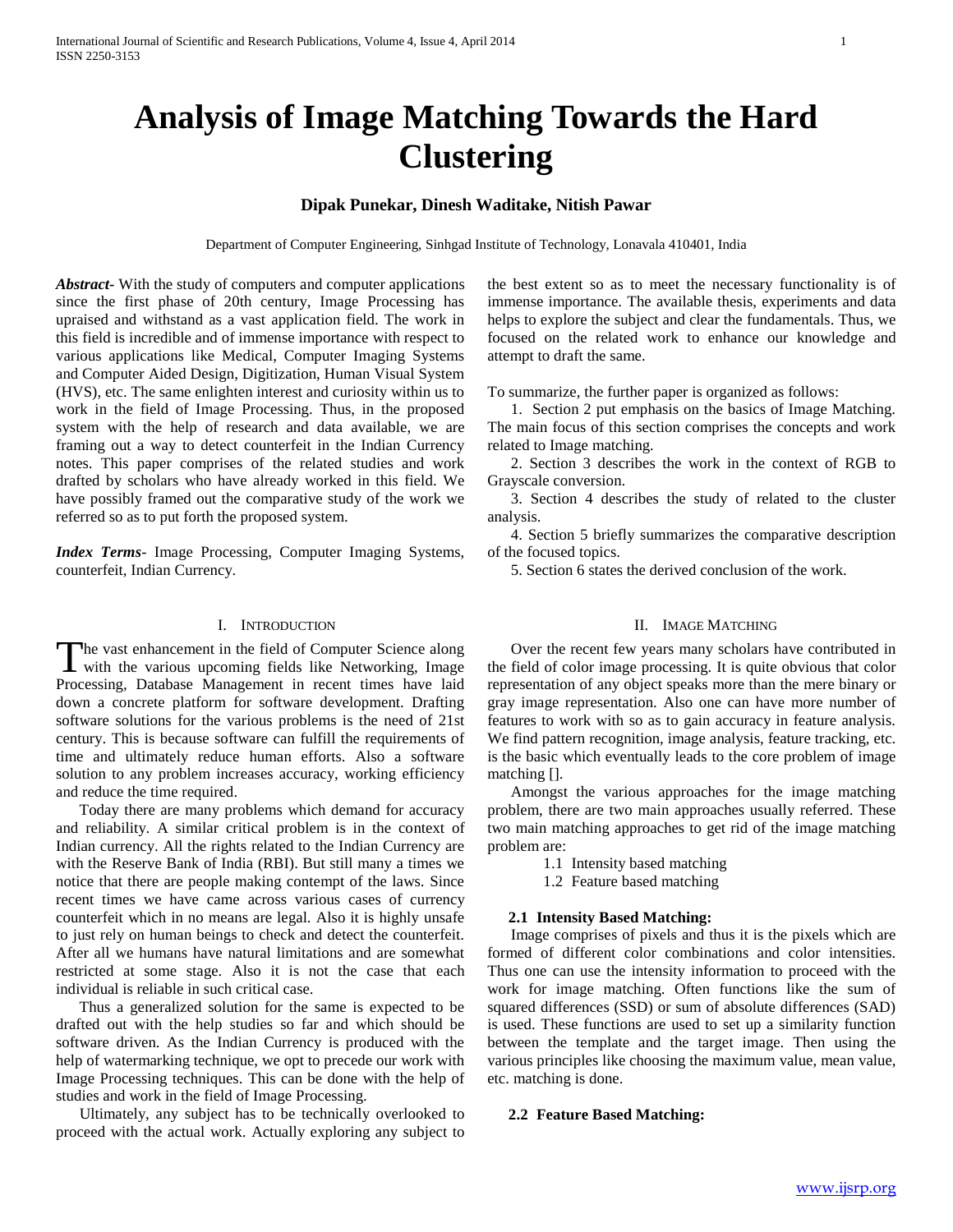# Analysis of Image Matching Towards the Hard Clustering

**Dipak Punekar, Dinesh Waditake, Nitish Pawar**

Department of Computer Engineering, Sinhgad Institute of Technology, Lonavala 410401, India

***Abstract***- With the study of computers and computer applications since the first phase of 20th century, Image Processing has upraised and withstand as a vast application field. The work in this field is incredible and of immense importance with respect to various applications like Medical, Computer Imaging Systems and Computer Aided Design, Digitization, Human Visual System (HVS), etc. The same enlighten interest and curiosity within us to work in the field of Image Processing. Thus, in the proposed system with the help of research and data available, we are framing out a way to detect counterfeit in the Indian Currency notes. This paper comprises of the related studies and work drafted by scholars who have already worked in this field. We have possibly framed out the comparative study of the work we referred so as to put forth the proposed system.

***Index Terms***- Image Processing, Computer Imaging Systems, counterfeit, Indian Currency.

## I. Introduction

The vast enhancement in the field of Computer Science along with the various upcoming fields like Networking, Image Processing, Database Management in recent times have laid down a concrete platform for software development. Drafting software solutions for the various problems is the need of 21st century. This is because software can fulfill the requirements of time and ultimately reduce human efforts. Also a software solution to any problem increases accuracy, working efficiency and reduce the time required.

Today there are many problems which demand for accuracy and reliability. A similar critical problem is in the context of Indian currency. All the rights related to the Indian Currency are with the Reserve Bank of India (RBI). But still many a times we notice that there are people making contempt of the laws. Since recent times we have came across various cases of currency counterfeit which in no means are legal. Also it is highly unsafe to just rely on human beings to check and detect the counterfeit. After all we humans have natural limitations and are somewhat restricted at some stage. Also it is not the case that each individual is reliable in such critical case.

Thus a generalized solution for the same is expected to be drafted out with the help studies so far and which should be software driven. As the Indian Currency is produced with the help of watermarking technique, we opt to precede our work with Image Processing techniques. This can be done with the help of studies and work in the field of Image Processing.

Ultimately, any subject has to be technically overlooked to proceed with the actual work. Actually exploring any subject to the best extent so as to meet the necessary functionality is of immense importance. The available thesis, experiments and data helps to explore the subject and clear the fundamentals. Thus, we focused on the related work to enhance our knowledge and attempt to draft the same.

To summarize, the further paper is organized as follows:

1. Section 2 put emphasis on the basics of Image Matching. The main focus of this section comprises the concepts and work related to Image matching.
2. Section 3 describes the work in the context of RGB to Grayscale conversion.
3. Section 4 describes the study of related to the cluster analysis.
4. Section 5 briefly summarizes the comparative description of the focused topics.
5. Section 6 states the derived conclusion of the work.

## II. Image Matching

Over the recent few years many scholars have contributed in the field of color image processing. It is quite obvious that color representation of any object speaks more than the mere binary or gray image representation. Also one can have more number of features to work with so as to gain accuracy in feature analysis. We find pattern recognition, image analysis, feature tracking, etc. is the basic which eventually leads to the core problem of image matching [].

Amongst the various approaches for the image matching problem, there are two main approaches usually referred. These two main matching approaches to get rid of the image matching problem are:

1.1 Intensity based matching
1.2 Feature based matching

### 2.1 Intensity Based Matching:

Image comprises of pixels and thus it is the pixels which are formed of different color combinations and color intensities. Thus one can use the intensity information to proceed with the work for image matching. Often functions like the sum of squared differences (SSD) or sum of absolute differences (SAD) is used. These functions are used to set up a similarity function between the template and the target image. Then using the various principles like choosing the maximum value, mean value, etc. matching is done.

### 2.2 Feature Based Matching: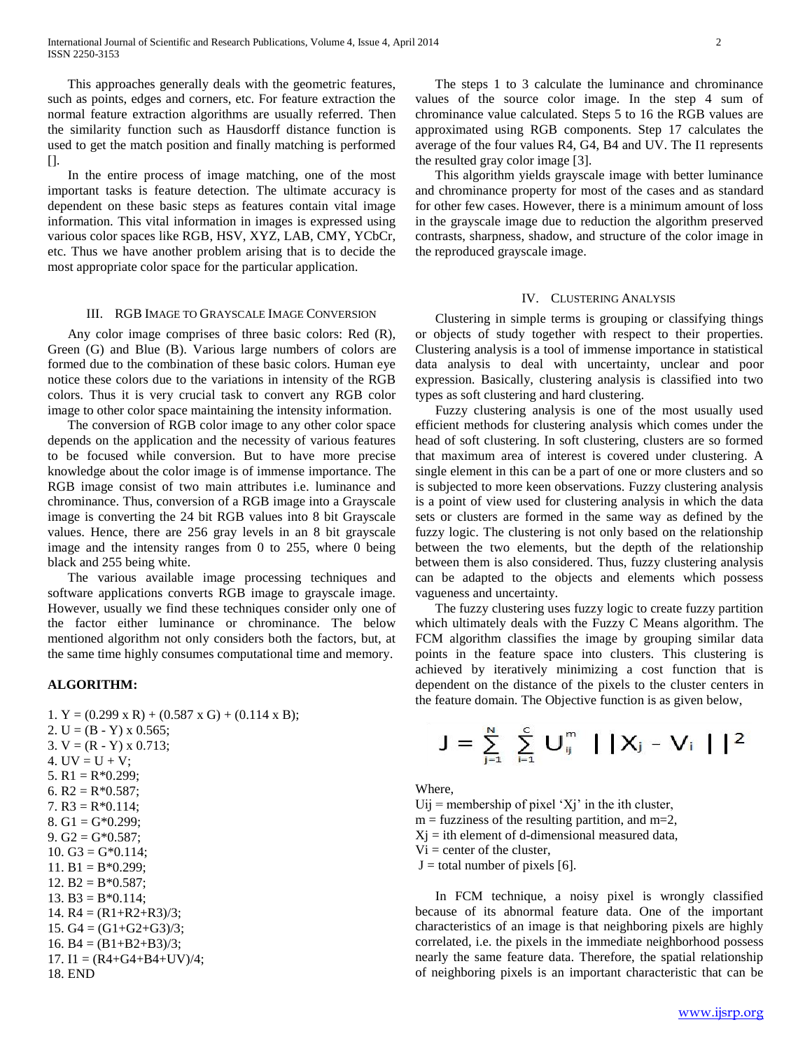This approaches generally deals with the geometric features, such as points, edges and corners, etc. For feature extraction the normal feature extraction algorithms are usually referred. Then the similarity function such as Hausdorff distance function is used to get the match position and finally matching is performed [].

In the entire process of image matching, one of the most important tasks is feature detection. The ultimate accuracy is dependent on these basic steps as features contain vital image information. This vital information in images is expressed using various color spaces like RGB, HSV, XYZ, LAB, CMY, YCbCr, etc. Thus we have another problem arising that is to decide the most appropriate color space for the particular application.

## III. RGB Image to Grayscale Image Conversion

Any color image comprises of three basic colors: Red (R), Green (G) and Blue (B). Various large numbers of colors are formed due to the combination of these basic colors. Human eye notice these colors due to the variations in intensity of the RGB colors. Thus it is very crucial task to convert any RGB color image to other color space maintaining the intensity information.

The conversion of RGB color image to any other color space depends on the application and the necessity of various features to be focused while conversion. But to have more precise knowledge about the color image is of immense importance. The RGB image consist of two main attributes i.e. luminance and chrominance. Thus, conversion of a RGB image into a Grayscale image is converting the 24 bit RGB values into 8 bit Grayscale values. Hence, there are 256 gray levels in an 8 bit grayscale image and the intensity ranges from 0 to 255, where 0 being black and 255 being white.

The various available image processing techniques and software applications converts RGB image to grayscale image. However, usually we find these techniques consider only one of the factor either luminance or chrominance. The below mentioned algorithm not only considers both the factors, but, at the same time highly consumes computational time and memory.

**ALGORITHM:**

1. Y = (0.299 x R) + (0.587 x G) + (0.114 x B);
2. U = (B - Y) x 0.565;
3. V = (R - Y) x 0.713;
4. UV = U + V;
5. R1 = R*0.299;
6. R2 = R*0.587;
7. R3 = R*0.114;
8. G1 = G*0.299;
9. G2 = G*0.587;
10. G3 = G*0.114;
11. B1 = B*0.299;
12. B2 = B*0.587;
13. B3 = B*0.114;
14. R4 = (R1+R2+R3)/3;
15. G4 = (G1+G2+G3)/3;
16. B4 = (B1+B2+B3)/3;
17. I1 = (R4+G4+B4+UV)/4;
18. END

The steps 1 to 3 calculate the luminance and chrominance values of the source color image. In the step 4 sum of chrominance value calculated. Steps 5 to 16 the RGB values are approximated using RGB components. Step 17 calculates the average of the four values R4, G4, B4 and UV. The I1 represents the resulted gray color image [3].

This algorithm yields grayscale image with better luminance and chrominance property for most of the cases and as standard for other few cases. However, there is a minimum amount of loss in the grayscale image due to reduction the algorithm preserved contrasts, sharpness, shadow, and structure of the color image in the reproduced grayscale image.

## IV. Clustering Analysis

Clustering in simple terms is grouping or classifying things or objects of study together with respect to their properties. Clustering analysis is a tool of immense importance in statistical data analysis to deal with uncertainty, unclear and poor expression. Basically, clustering analysis is classified into two types as soft clustering and hard clustering.

Fuzzy clustering analysis is one of the most usually used efficient methods for clustering analysis which comes under the head of soft clustering. In soft clustering, clusters are so formed that maximum area of interest is covered under clustering. A single element in this can be a part of one or more clusters and so is subjected to more keen observations. Fuzzy clustering analysis is a point of view used for clustering analysis in which the data sets or clusters are formed in the same way as defined by the fuzzy logic. The clustering is not only based on the relationship between the two elements, but the depth of the relationship between them is also considered. Thus, fuzzy clustering analysis can be adapted to the objects and elements which possess vagueness and uncertainty.

The fuzzy clustering uses fuzzy logic to create fuzzy partition which ultimately deals with the Fuzzy C Means algorithm. The FCM algorithm classifies the image by grouping similar data points in the feature space into clusters. This clustering is achieved by iteratively minimizing a cost function that is dependent on the distance of the pixels to the cluster centers in the feature domain. The Objective function is as given below,

$$J = \sum_{j=1}^{N} \sum_{i=1}^{C} U_{ij}^{m} \, || X_j - V_i ||^2$$

Where,

$U_{ij}$ = membership of pixel '$X_j$' in the ith cluster,
m = fuzziness of the resulting partition, and m=2,
$X_j$ = ith element of d-dimensional measured data,
$V_i$ = center of the cluster,
J = total number of pixels [6].

In FCM technique, a noisy pixel is wrongly classified because of its abnormal feature data. One of the important characteristics of an image is that neighboring pixels are highly correlated, i.e. the pixels in the immediate neighborhood possess nearly the same feature data. Therefore, the spatial relationship of neighboring pixels is an important characteristic that can be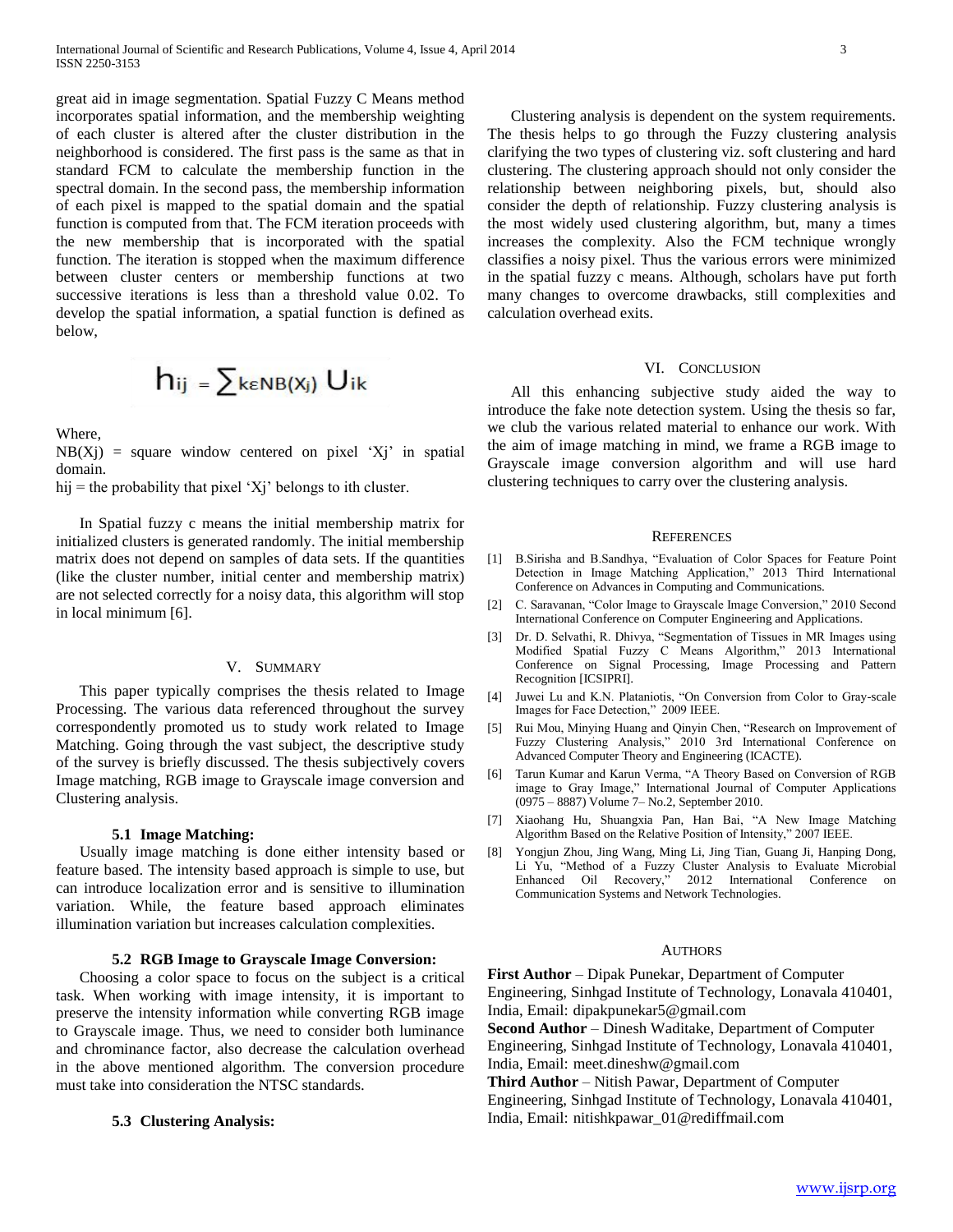great aid in image segmentation. Spatial Fuzzy C Means method incorporates spatial information, and the membership weighting of each cluster is altered after the cluster distribution in the neighborhood is considered. The first pass is the same as that in standard FCM to calculate the membership function in the spectral domain. In the second pass, the membership information of each pixel is mapped to the spatial domain and the spatial function is computed from that. The FCM iteration proceeds with the new membership that is incorporated with the spatial function. The iteration is stopped when the maximum difference between cluster centers or membership functions at two successive iterations is less than a threshold value 0.02. To develop the spatial information, a spatial function is defined as below,

$$h_{ij} = \sum_{k \in NB(X_j)} U_{ik}$$

Where,

$NB(X_j)$ = square window centered on pixel '$X_j$' in spatial domain.

$h_{ij}$ = the probability that pixel '$X_j$' belongs to ith cluster.

In Spatial fuzzy c means the initial membership matrix for initialized clusters is generated randomly. The initial membership matrix does not depend on samples of data sets. If the quantities (like the cluster number, initial center and membership matrix) are not selected correctly for a noisy data, this algorithm will stop in local minimum [6].

## V. Summary

This paper typically comprises the thesis related to Image Processing. The various data referenced throughout the survey correspondently promoted us to study work related to Image Matching. Going through the vast subject, the descriptive study of the survey is briefly discussed. The thesis subjectively covers Image matching, RGB image to Grayscale image conversion and Clustering analysis.

### 5.1 Image Matching:

Usually image matching is done either intensity based or feature based. The intensity based approach is simple to use, but can introduce localization error and is sensitive to illumination variation. While, the feature based approach eliminates illumination variation but increases calculation complexities.

### 5.2 RGB Image to Grayscale Image Conversion:

Choosing a color space to focus on the subject is a critical task. When working with image intensity, it is important to preserve the intensity information while converting RGB image to Grayscale image. Thus, we need to consider both luminance and chrominance factor, also decrease the calculation overhead in the above mentioned algorithm. The conversion procedure must take into consideration the NTSC standards.

### 5.3 Clustering Analysis:

Clustering analysis is dependent on the system requirements. The thesis helps to go through the Fuzzy clustering analysis clarifying the two types of clustering viz. soft clustering and hard clustering. The clustering approach should not only consider the relationship between neighboring pixels, but, should also consider the depth of relationship. Fuzzy clustering analysis is the most widely used clustering algorithm, but, many a times increases the complexity. Also the FCM technique wrongly classifies a noisy pixel. Thus the various errors were minimized in the spatial fuzzy c means. Although, scholars have put forth many changes to overcome drawbacks, still complexities and calculation overhead exits.

## VI. Conclusion

All this enhancing subjective study aided the way to introduce the fake note detection system. Using the thesis so far, we club the various related material to enhance our work. With the aim of image matching in mind, we frame a RGB image to Grayscale image conversion algorithm and will use hard clustering techniques to carry over the clustering analysis.

## References

[1] B.Sirisha and B.Sandhya, "Evaluation of Color Spaces for Feature Point Detection in Image Matching Application," 2013 Third International Conference on Advances in Computing and Communications.

[2] C. Saravanan, "Color Image to Grayscale Image Conversion," 2010 Second International Conference on Computer Engineering and Applications.

[3] Dr. D. Selvathi, R. Dhivya, "Segmentation of Tissues in MR Images using Modified Spatial Fuzzy C Means Algorithm," 2013 International Conference on Signal Processing, Image Processing and Pattern Recognition [ICSIPRI].

[4] Juwei Lu and K.N. Plataniotis, "On Conversion from Color to Gray-scale Images for Face Detection," 2009 IEEE.

[5] Rui Mou, Minying Huang and Qinyin Chen, "Research on Improvement of Fuzzy Clustering Analysis," 2010 3rd International Conference on Advanced Computer Theory and Engineering (ICACTE).

[6] Tarun Kumar and Karun Verma, "A Theory Based on Conversion of RGB image to Gray Image," International Journal of Computer Applications (0975 – 8887) Volume 7– No.2, September 2010.

[7] Xiaohang Hu, Shuangxia Pan, Han Bai, "A New Image Matching Algorithm Based on the Relative Position of Intensity," 2007 IEEE.

[8] Yongjun Zhou, Jing Wang, Ming Li, Jing Tian, Guang Ji, Hanping Dong, Li Yu, "Method of a Fuzzy Cluster Analysis to Evaluate Microbial Enhanced Oil Recovery," 2012 International Conference on Communication Systems and Network Technologies.

## Authors

**First Author** – Dipak Punekar, Department of Computer Engineering, Sinhgad Institute of Technology, Lonavala 410401, India, Email: dipakpunekar5@gmail.com

**Second Author** – Dinesh Waditake, Department of Computer Engineering, Sinhgad Institute of Technology, Lonavala 410401, India, Email: meet.dineshw@gmail.com

**Third Author** – Nitish Pawar, Department of Computer Engineering, Sinhgad Institute of Technology, Lonavala 410401, India, Email: nitishkpawar_01@rediffmail.com